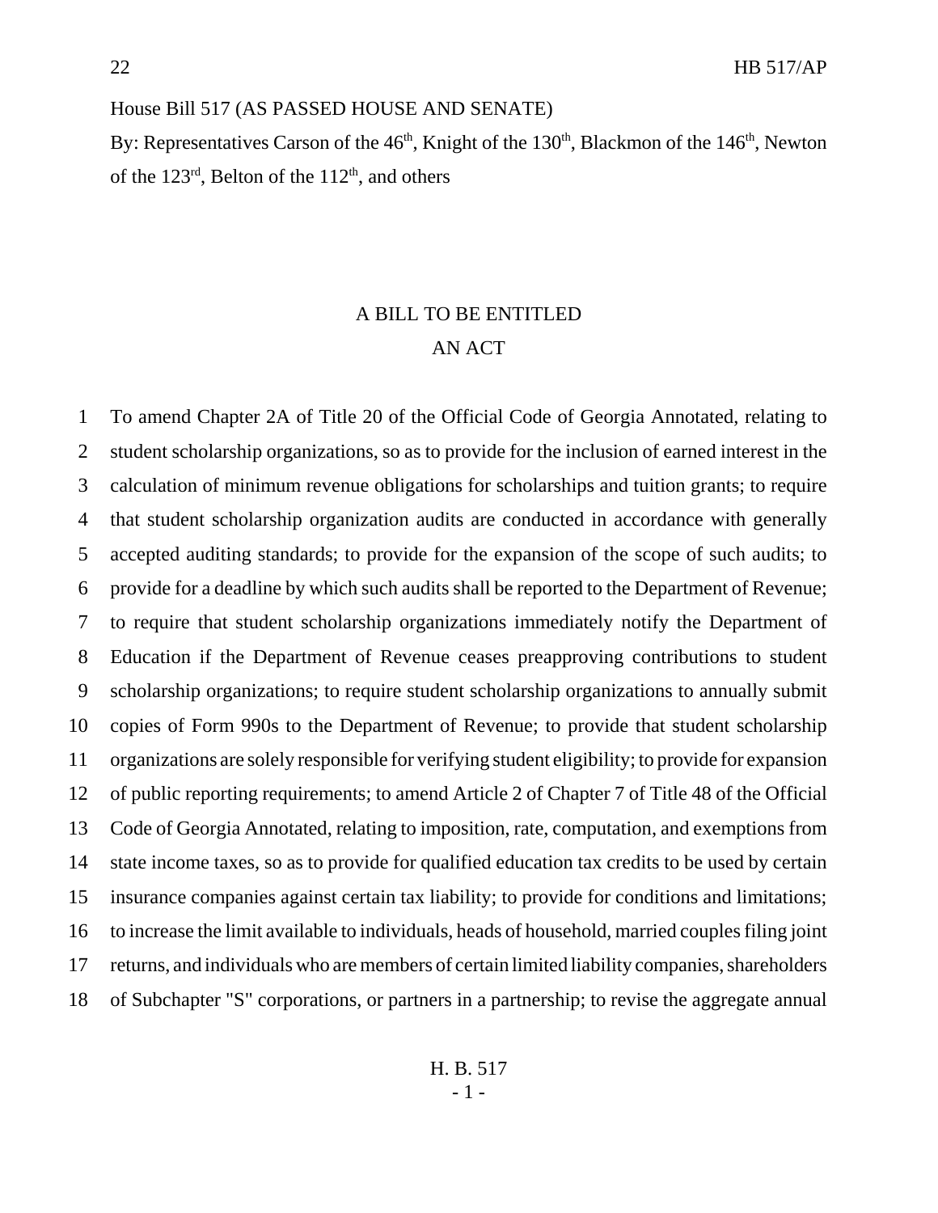House Bill 517 (AS PASSED HOUSE AND SENATE)

By: Representatives Carson of the 46th, Knight of the 130th, Blackmon of the 146th, Newton of the 123rd, Belton of the 112th, and others

# A BILL TO BE ENTITLED
# AN ACT

To amend Chapter 2A of Title 20 of the Official Code of Georgia Annotated, relating to student scholarship organizations, so as to provide for the inclusion of earned interest in the calculation of minimum revenue obligations for scholarships and tuition grants; to require that student scholarship organization audits are conducted in accordance with generally accepted auditing standards; to provide for the expansion of the scope of such audits; to provide for a deadline by which such audits shall be reported to the Department of Revenue; to require that student scholarship organizations immediately notify the Department of Education if the Department of Revenue ceases preapproving contributions to student scholarship organizations; to require student scholarship organizations to annually submit copies of Form 990s to the Department of Revenue; to provide that student scholarship organizations are solely responsible for verifying student eligibility; to provide for expansion of public reporting requirements; to amend Article 2 of Chapter 7 of Title 48 of the Official Code of Georgia Annotated, relating to imposition, rate, computation, and exemptions from state income taxes, so as to provide for qualified education tax credits to be used by certain insurance companies against certain tax liability; to provide for conditions and limitations; to increase the limit available to individuals, heads of household, married couples filing joint returns, and individuals who are members of certain limited liability companies, shareholders of Subchapter "S" corporations, or partners in a partnership; to revise the aggregate annual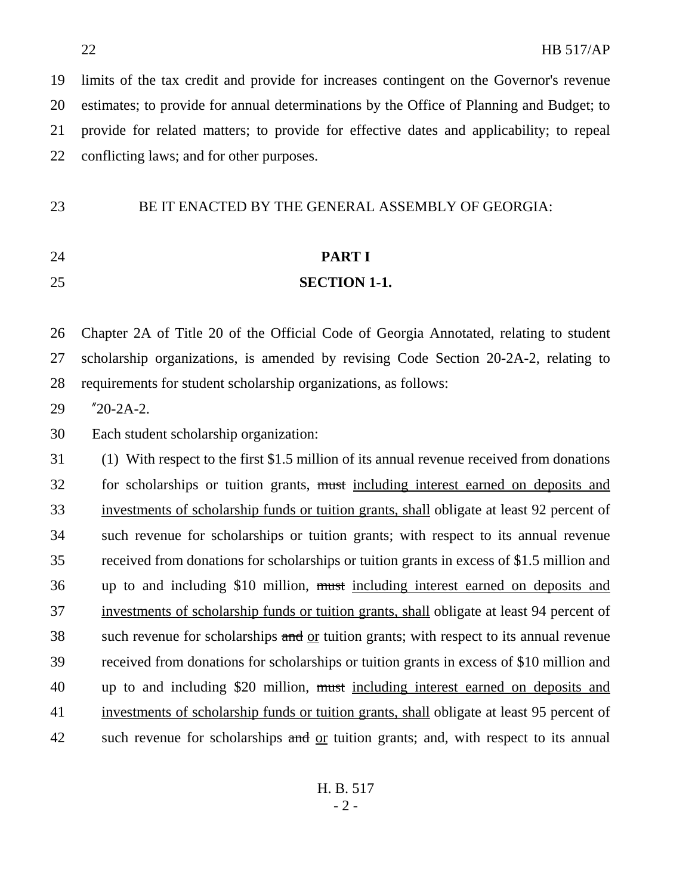limits of the tax credit and provide for increases contingent on the Governor's revenue estimates; to provide for annual determinations by the Office of Planning and Budget; to provide for related matters; to provide for effective dates and applicability; to repeal conflicting laws; and for other purposes.

BE IT ENACTED BY THE GENERAL ASSEMBLY OF GEORGIA:

**PART I**

**SECTION 1-1.**

Chapter 2A of Title 20 of the Official Code of Georgia Annotated, relating to student scholarship organizations, is amended by revising Code Section 20-2A-2, relating to requirements for student scholarship organizations, as follows:

"20-2A-2.

Each student scholarship organization:

(1) With respect to the first $1.5 million of its annual revenue received from donations for scholarships or tuition grants, ~~must~~ <u>including interest earned on deposits and investments of scholarship funds or tuition grants, shall</u> obligate at least 92 percent of such revenue for scholarships or tuition grants; with respect to its annual revenue received from donations for scholarships or tuition grants in excess of $1.5 million and up to and including $10 million, ~~must~~ <u>including interest earned on deposits and investments of scholarship funds or tuition grants, shall</u> obligate at least 94 percent of such revenue for scholarships ~~and~~ <u>or</u> tuition grants; with respect to its annual revenue received from donations for scholarships or tuition grants in excess of $10 million and up to and including $20 million, ~~must~~ <u>including interest earned on deposits and investments of scholarship funds or tuition grants, shall</u> obligate at least 95 percent of such revenue for scholarships ~~and~~ <u>or</u> tuition grants; and, with respect to its annual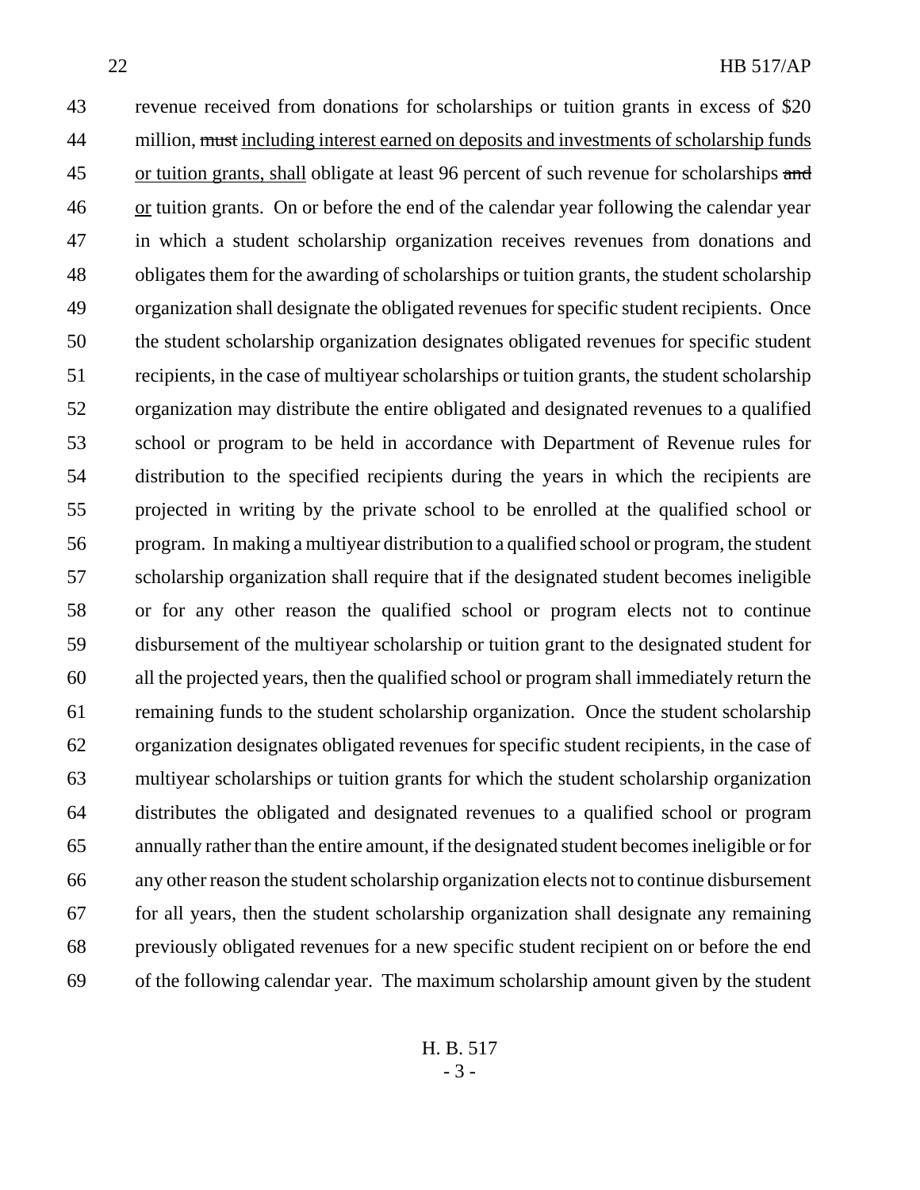revenue received from donations for scholarships or tuition grants in excess of $20 million, ~~must~~ including interest earned on deposits and investments of scholarship funds or tuition grants, shall obligate at least 96 percent of such revenue for scholarships ~~and~~ or tuition grants. On or before the end of the calendar year following the calendar year in which a student scholarship organization receives revenues from donations and obligates them for the awarding of scholarships or tuition grants, the student scholarship organization shall designate the obligated revenues for specific student recipients. Once the student scholarship organization designates obligated revenues for specific student recipients, in the case of multiyear scholarships or tuition grants, the student scholarship organization may distribute the entire obligated and designated revenues to a qualified school or program to be held in accordance with Department of Revenue rules for distribution to the specified recipients during the years in which the recipients are projected in writing by the private school to be enrolled at the qualified school or program. In making a multiyear distribution to a qualified school or program, the student scholarship organization shall require that if the designated student becomes ineligible or for any other reason the qualified school or program elects not to continue disbursement of the multiyear scholarship or tuition grant to the designated student for all the projected years, then the qualified school or program shall immediately return the remaining funds to the student scholarship organization. Once the student scholarship organization designates obligated revenues for specific student recipients, in the case of multiyear scholarships or tuition grants for which the student scholarship organization distributes the obligated and designated revenues to a qualified school or program annually rather than the entire amount, if the designated student becomes ineligible or for any other reason the student scholarship organization elects not to continue disbursement for all years, then the student scholarship organization shall designate any remaining previously obligated revenues for a new specific student recipient on or before the end of the following calendar year. The maximum scholarship amount given by the student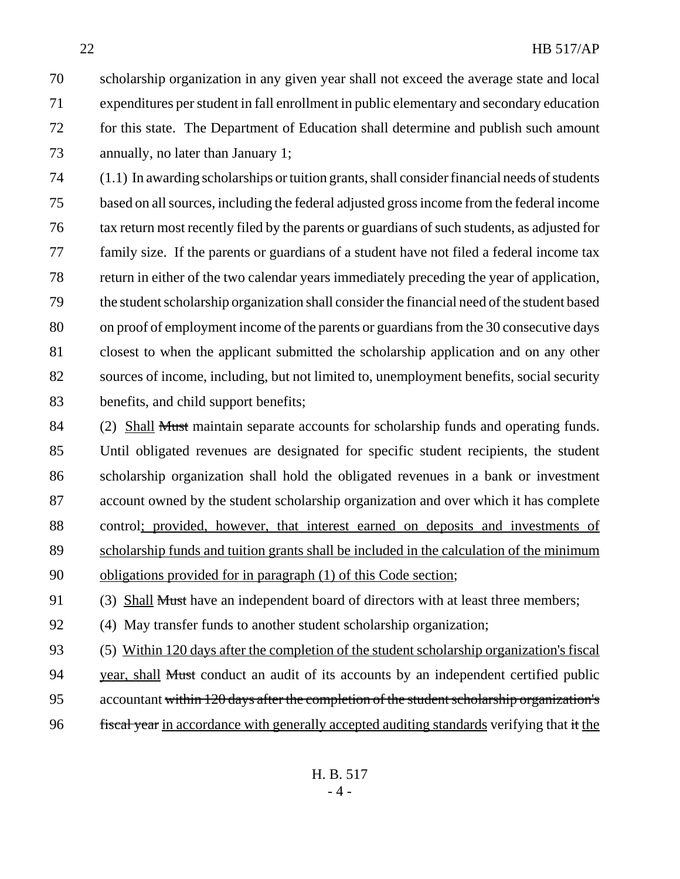scholarship organization in any given year shall not exceed the average state and local expenditures per student in fall enrollment in public elementary and secondary education for this state. The Department of Education shall determine and publish such amount annually, no later than January 1;

(1.1) In awarding scholarships or tuition grants, shall consider financial needs of students based on all sources, including the federal adjusted gross income from the federal income tax return most recently filed by the parents or guardians of such students, as adjusted for family size. If the parents or guardians of a student have not filed a federal income tax return in either of the two calendar years immediately preceding the year of application, the student scholarship organization shall consider the financial need of the student based on proof of employment income of the parents or guardians from the 30 consecutive days closest to when the applicant submitted the scholarship application and on any other sources of income, including, but not limited to, unemployment benefits, social security benefits, and child support benefits;

(2) Shall ~~Must~~ maintain separate accounts for scholarship funds and operating funds. Until obligated revenues are designated for specific student recipients, the student scholarship organization shall hold the obligated revenues in a bank or investment account owned by the student scholarship organization and over which it has complete control; provided, however, that interest earned on deposits and investments of scholarship funds and tuition grants shall be included in the calculation of the minimum obligations provided for in paragraph (1) of this Code section;

(3) Shall ~~Must~~ have an independent board of directors with at least three members;

(4) May transfer funds to another student scholarship organization;

(5) Within 120 days after the completion of the student scholarship organization's fiscal year, shall ~~Must~~ conduct an audit of its accounts by an independent certified public accountant ~~within 120 days after the completion of the student scholarship organization's fiscal year~~ in accordance with generally accepted auditing standards verifying that ~~it~~ the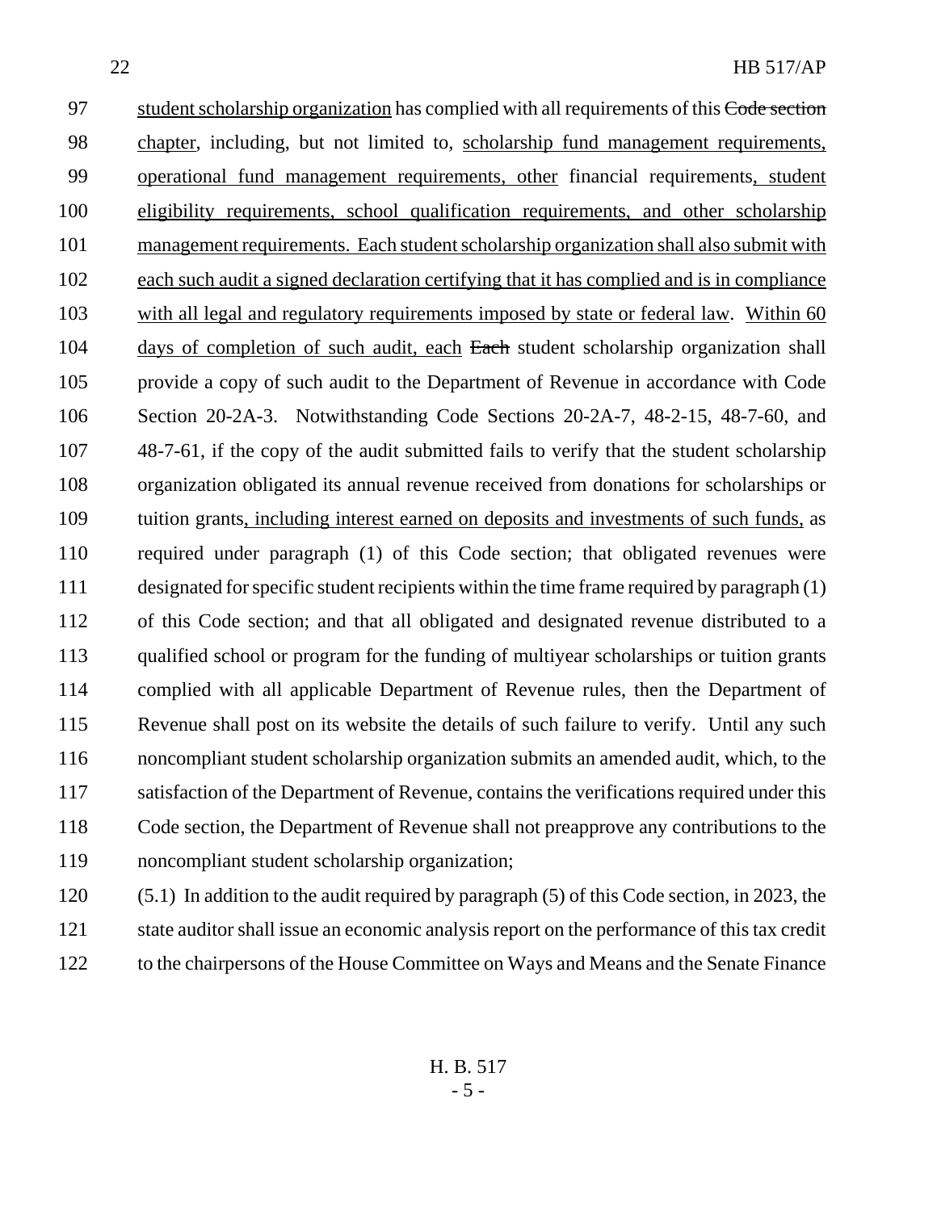student scholarship organization has complied with all requirements of this ~~Code section~~ chapter, including, but not limited to, scholarship fund management requirements, operational fund management requirements, other financial requirements, student eligibility requirements, school qualification requirements, and other scholarship management requirements. Each student scholarship organization shall also submit with each such audit a signed declaration certifying that it has complied and is in compliance with all legal and regulatory requirements imposed by state or federal law. Within 60 days of completion of such audit, each ~~Each~~ student scholarship organization shall provide a copy of such audit to the Department of Revenue in accordance with Code Section 20-2A-3. Notwithstanding Code Sections 20-2A-7, 48-2-15, 48-7-60, and 48-7-61, if the copy of the audit submitted fails to verify that the student scholarship organization obligated its annual revenue received from donations for scholarships or tuition grants, including interest earned on deposits and investments of such funds, as required under paragraph (1) of this Code section; that obligated revenues were designated for specific student recipients within the time frame required by paragraph (1) of this Code section; and that all obligated and designated revenue distributed to a qualified school or program for the funding of multiyear scholarships or tuition grants complied with all applicable Department of Revenue rules, then the Department of Revenue shall post on its website the details of such failure to verify. Until any such noncompliant student scholarship organization submits an amended audit, which, to the satisfaction of the Department of Revenue, contains the verifications required under this Code section, the Department of Revenue shall not preapprove any contributions to the noncompliant student scholarship organization;

(5.1) In addition to the audit required by paragraph (5) of this Code section, in 2023, the state auditor shall issue an economic analysis report on the performance of this tax credit to the chairpersons of the House Committee on Ways and Means and the Senate Finance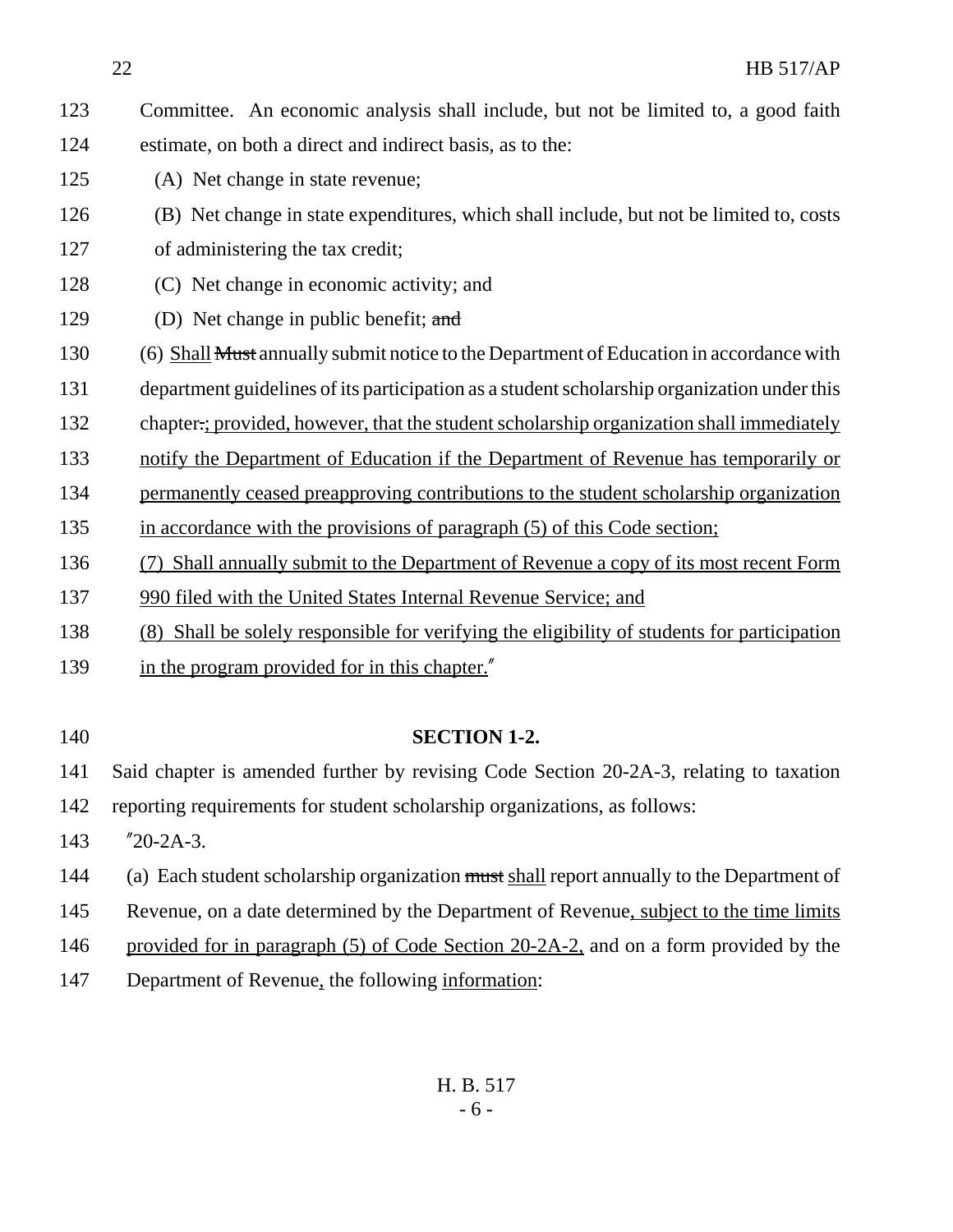Committee. An economic analysis shall include, but not be limited to, a good faith estimate, on both a direct and indirect basis, as to the:

(A) Net change in state revenue;

(B) Net change in state expenditures, which shall include, but not be limited to, costs of administering the tax credit;

(C) Net change in economic activity; and

(D) Net change in public benefit; ~~and~~

(6) Shall ~~Must~~ annually submit notice to the Department of Education in accordance with department guidelines of its participation as a student scholarship organization under this chapter~~.~~; provided, however, that the student scholarship organization shall immediately notify the Department of Education if the Department of Revenue has temporarily or permanently ceased preapproving contributions to the student scholarship organization in accordance with the provisions of paragraph (5) of this Code section;

(7) Shall annually submit to the Department of Revenue a copy of its most recent Form 990 filed with the United States Internal Revenue Service; and

(8) Shall be solely responsible for verifying the eligibility of students for participation in the program provided for in this chapter."

**SECTION 1-2.**

Said chapter is amended further by revising Code Section 20-2A-3, relating to taxation reporting requirements for student scholarship organizations, as follows:

"20-2A-3.

(a) Each student scholarship organization ~~must~~ shall report annually to the Department of Revenue, on a date determined by the Department of Revenue, subject to the time limits provided for in paragraph (5) of Code Section 20-2A-2, and on a form provided by the Department of Revenue, the following information: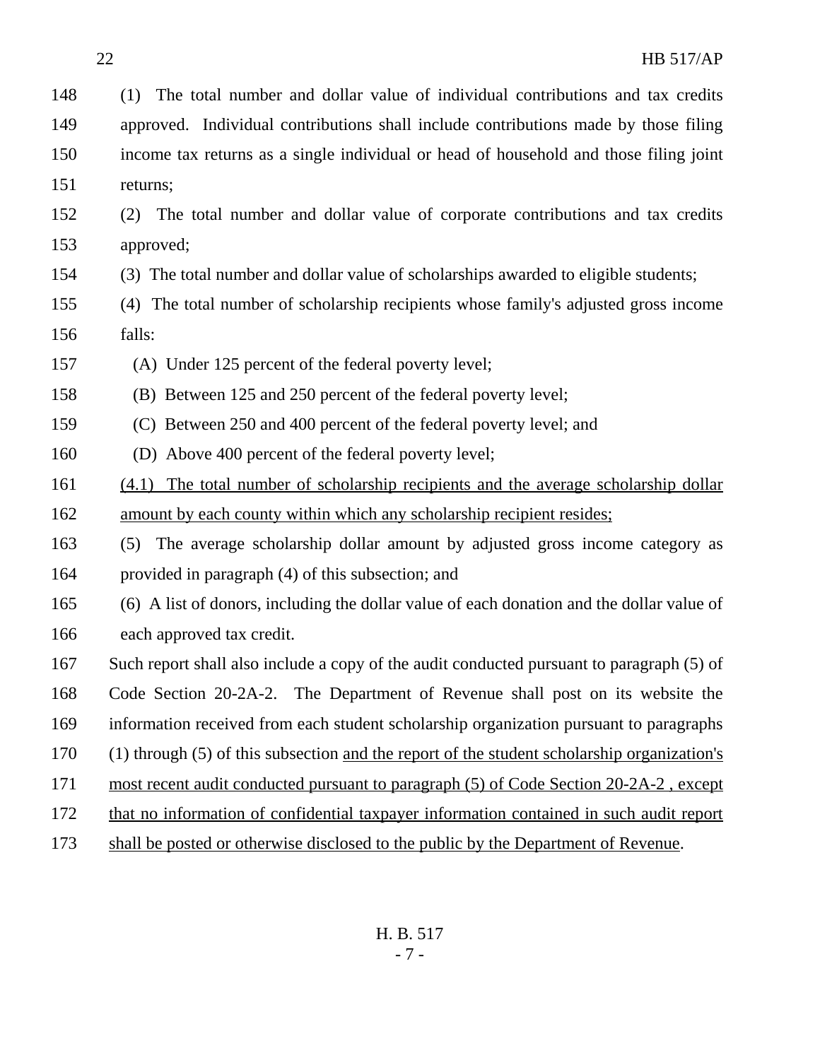(1) The total number and dollar value of individual contributions and tax credits approved. Individual contributions shall include contributions made by those filing income tax returns as a single individual or head of household and those filing joint returns;

(2) The total number and dollar value of corporate contributions and tax credits approved;

(3) The total number and dollar value of scholarships awarded to eligible students;

(4) The total number of scholarship recipients whose family's adjusted gross income falls:

(A) Under 125 percent of the federal poverty level;

(B) Between 125 and 250 percent of the federal poverty level;

(C) Between 250 and 400 percent of the federal poverty level; and

(D) Above 400 percent of the federal poverty level;

<u>(4.1) The total number of scholarship recipients and the average scholarship dollar amount by each county within which any scholarship recipient resides;</u>

(5) The average scholarship dollar amount by adjusted gross income category as provided in paragraph (4) of this subsection; and

(6) A list of donors, including the dollar value of each donation and the dollar value of each approved tax credit.

Such report shall also include a copy of the audit conducted pursuant to paragraph (5) of Code Section 20-2A-2. The Department of Revenue shall post on its website the information received from each student scholarship organization pursuant to paragraphs (1) through (5) of this subsection <u>and the report of the student scholarship organization's most recent audit conducted pursuant to paragraph (5) of Code Section 20-2A-2 , except that no information of confidential taxpayer information contained in such audit report shall be posted or otherwise disclosed to the public by the Department of Revenue</u>.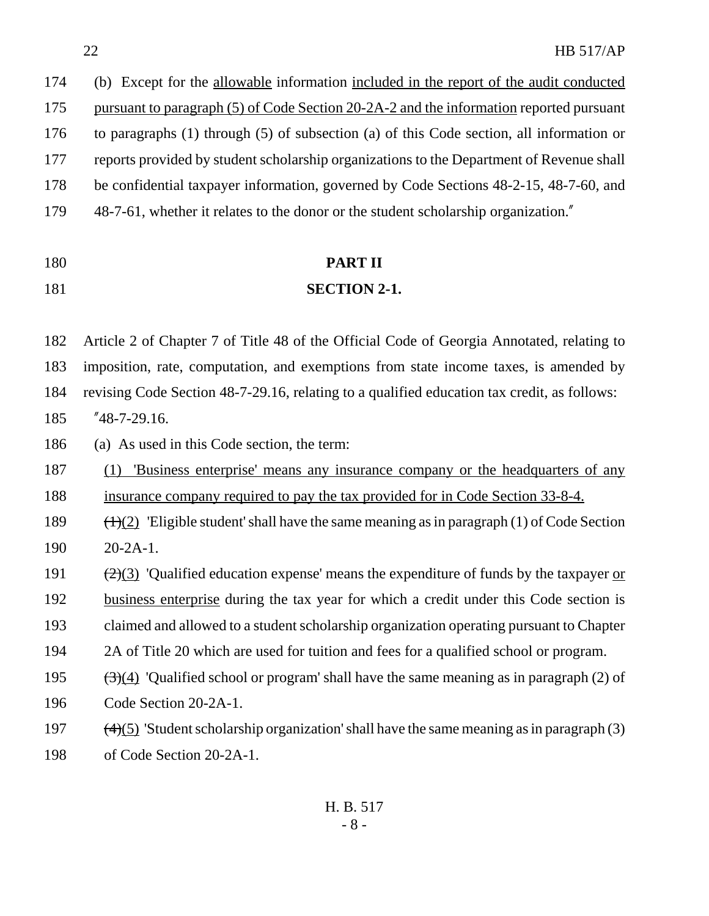(b) Except for the allowable information included in the report of the audit conducted pursuant to paragraph (5) of Code Section 20-2A-2 and the information reported pursuant to paragraphs (1) through (5) of subsection (a) of this Code section, all information or reports provided by student scholarship organizations to the Department of Revenue shall be confidential taxpayer information, governed by Code Sections 48-2-15, 48-7-60, and 48-7-61, whether it relates to the donor or the student scholarship organization."

## PART II

### SECTION 2-1.

Article 2 of Chapter 7 of Title 48 of the Official Code of Georgia Annotated, relating to imposition, rate, computation, and exemptions from state income taxes, is amended by revising Code Section 48-7-29.16, relating to a qualified education tax credit, as follows:

"48-7-29.16.

(a) As used in this Code section, the term:

(1) 'Business enterprise' means any insurance company or the headquarters of any insurance company required to pay the tax provided for in Code Section 33-8-4.

~~(1)~~(2) 'Eligible student' shall have the same meaning as in paragraph (1) of Code Section 20-2A-1.

~~(2)~~(3) 'Qualified education expense' means the expenditure of funds by the taxpayer or business enterprise during the tax year for which a credit under this Code section is claimed and allowed to a student scholarship organization operating pursuant to Chapter 2A of Title 20 which are used for tuition and fees for a qualified school or program.

~~(3)~~(4) 'Qualified school or program' shall have the same meaning as in paragraph (2) of Code Section 20-2A-1.

~~(4)~~(5) 'Student scholarship organization' shall have the same meaning as in paragraph (3) of Code Section 20-2A-1.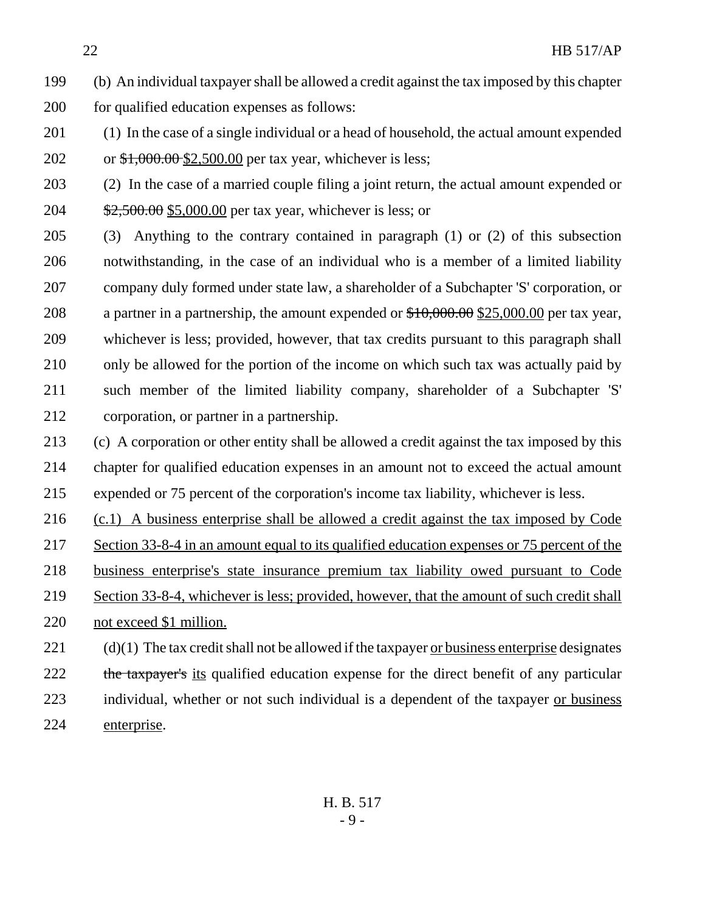(b) An individual taxpayer shall be allowed a credit against the tax imposed by this chapter for qualified education expenses as follows:

(1) In the case of a single individual or a head of household, the actual amount expended or ~~$1,000.00~~ $2,500.00 per tax year, whichever is less;

(2) In the case of a married couple filing a joint return, the actual amount expended or ~~$2,500.00~~ $5,000.00 per tax year, whichever is less; or

(3) Anything to the contrary contained in paragraph (1) or (2) of this subsection notwithstanding, in the case of an individual who is a member of a limited liability company duly formed under state law, a shareholder of a Subchapter 'S' corporation, or a partner in a partnership, the amount expended or ~~$10,000.00~~ $25,000.00 per tax year, whichever is less; provided, however, that tax credits pursuant to this paragraph shall only be allowed for the portion of the income on which such tax was actually paid by such member of the limited liability company, shareholder of a Subchapter 'S' corporation, or partner in a partnership.

(c) A corporation or other entity shall be allowed a credit against the tax imposed by this chapter for qualified education expenses in an amount not to exceed the actual amount expended or 75 percent of the corporation's income tax liability, whichever is less.

(c.1) A business enterprise shall be allowed a credit against the tax imposed by Code Section 33-8-4 in an amount equal to its qualified education expenses or 75 percent of the business enterprise's state insurance premium tax liability owed pursuant to Code Section 33-8-4, whichever is less; provided, however, that the amount of such credit shall not exceed $1 million.

(d)(1) The tax credit shall not be allowed if the taxpayer or business enterprise designates ~~the taxpayer's~~ its qualified education expense for the direct benefit of any particular individual, whether or not such individual is a dependent of the taxpayer or business enterprise.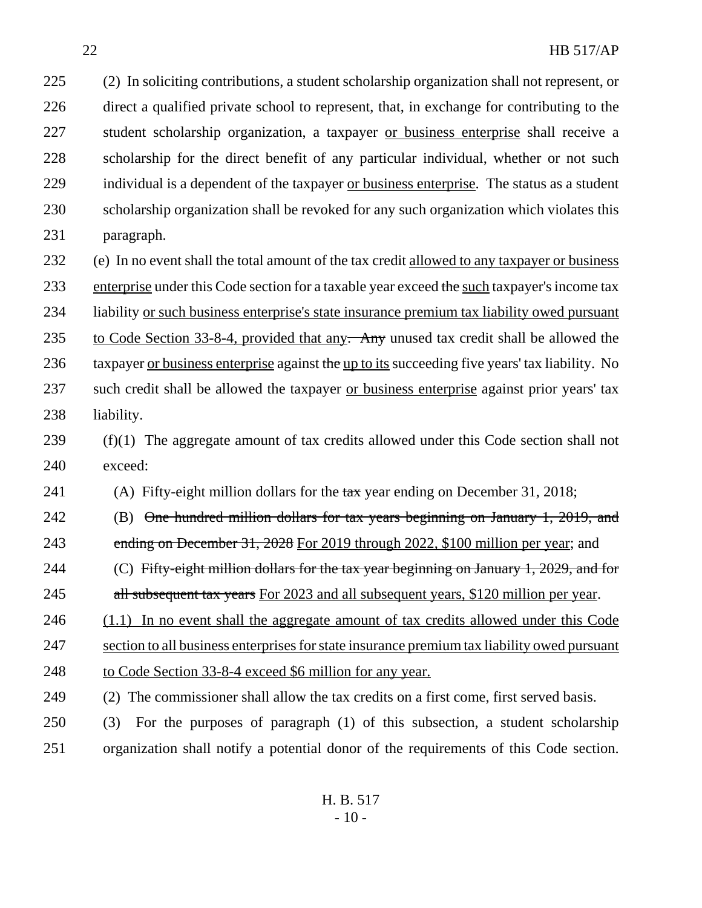(2) In soliciting contributions, a student scholarship organization shall not represent, or direct a qualified private school to represent, that, in exchange for contributing to the student scholarship organization, a taxpayer <u>or business enterprise</u> shall receive a scholarship for the direct benefit of any particular individual, whether or not such individual is a dependent of the taxpayer <u>or business enterprise</u>. The status as a student scholarship organization shall be revoked for any such organization which violates this paragraph.

(e) In no event shall the total amount of the tax credit <u>allowed to any taxpayer or business enterprise</u> under this Code section for a taxable year exceed ~~the~~ <u>such</u> taxpayer's income tax liability <u>or such business enterprise's state insurance premium tax liability owed pursuant to Code Section 33-8-4, provided that any</u>. ~~Any~~ unused tax credit shall be allowed the taxpayer <u>or business enterprise</u> against ~~the~~ <u>up to its</u> succeeding five years' tax liability. No such credit shall be allowed the taxpayer <u>or business enterprise</u> against prior years' tax liability.

(f)(1) The aggregate amount of tax credits allowed under this Code section shall not exceed:

(A) Fifty-eight million dollars for the ~~tax~~ year ending on December 31, 2018;

(B) ~~One hundred million dollars for tax years beginning on January 1, 2019, and ending on December 31, 2028~~ <u>For 2019 through 2022, $100 million per year</u>; and

(C) ~~Fifty-eight million dollars for the tax year beginning on January 1, 2029, and for all subsequent tax years~~ <u>For 2023 and all subsequent years, $120 million per year</u>.

<u>(1.1) In no event shall the aggregate amount of tax credits allowed under this Code section to all business enterprises for state insurance premium tax liability owed pursuant to Code Section 33-8-4 exceed $6 million for any year.</u>

(2) The commissioner shall allow the tax credits on a first come, first served basis.

(3) For the purposes of paragraph (1) of this subsection, a student scholarship organization shall notify a potential donor of the requirements of this Code section.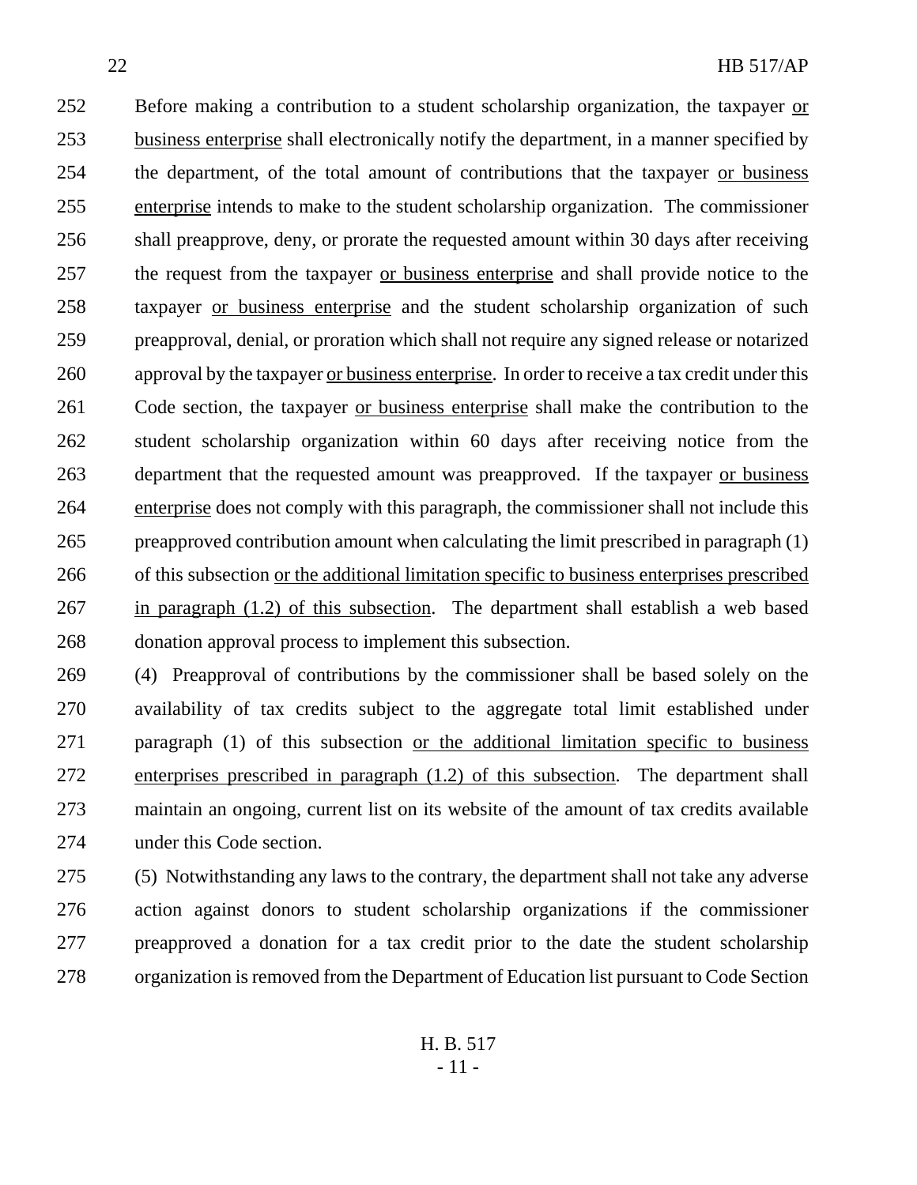Before making a contribution to a student scholarship organization, the taxpayer or business enterprise shall electronically notify the department, in a manner specified by the department, of the total amount of contributions that the taxpayer or business enterprise intends to make to the student scholarship organization. The commissioner shall preapprove, deny, or prorate the requested amount within 30 days after receiving the request from the taxpayer or business enterprise and shall provide notice to the taxpayer or business enterprise and the student scholarship organization of such preapproval, denial, or proration which shall not require any signed release or notarized approval by the taxpayer or business enterprise. In order to receive a tax credit under this Code section, the taxpayer or business enterprise shall make the contribution to the student scholarship organization within 60 days after receiving notice from the department that the requested amount was preapproved. If the taxpayer or business enterprise does not comply with this paragraph, the commissioner shall not include this preapproved contribution amount when calculating the limit prescribed in paragraph (1) of this subsection or the additional limitation specific to business enterprises prescribed in paragraph (1.2) of this subsection. The department shall establish a web based donation approval process to implement this subsection.

(4) Preapproval of contributions by the commissioner shall be based solely on the availability of tax credits subject to the aggregate total limit established under paragraph (1) of this subsection or the additional limitation specific to business enterprises prescribed in paragraph (1.2) of this subsection. The department shall maintain an ongoing, current list on its website of the amount of tax credits available under this Code section.

(5) Notwithstanding any laws to the contrary, the department shall not take any adverse action against donors to student scholarship organizations if the commissioner preapproved a donation for a tax credit prior to the date the student scholarship organization is removed from the Department of Education list pursuant to Code Section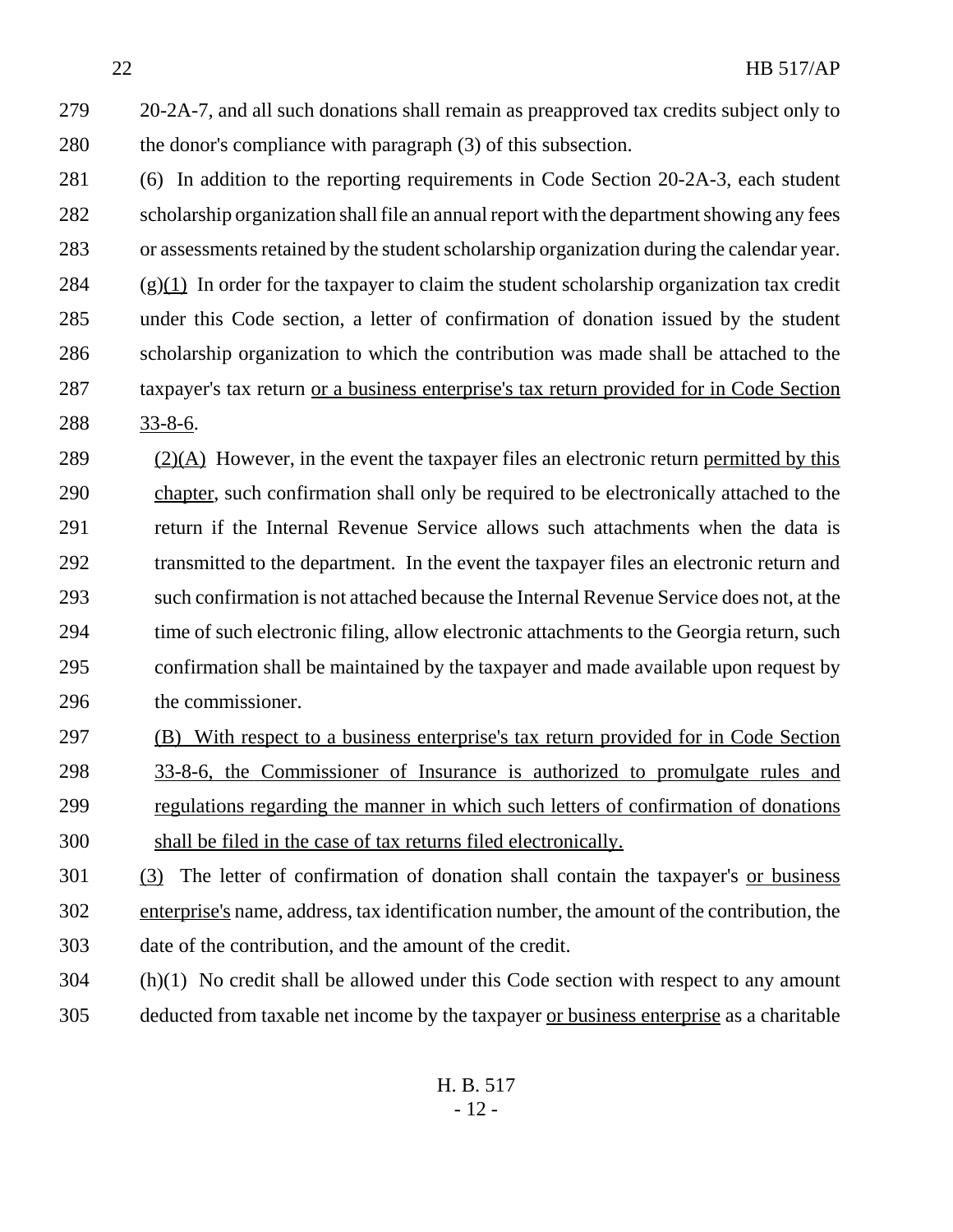20-2A-7, and all such donations shall remain as preapproved tax credits subject only to the donor's compliance with paragraph (3) of this subsection.

(6) In addition to the reporting requirements in Code Section 20-2A-3, each student scholarship organization shall file an annual report with the department showing any fees or assessments retained by the student scholarship organization during the calendar year.

(g)<u>(1)</u> In order for the taxpayer to claim the student scholarship organization tax credit under this Code section, a letter of confirmation of donation issued by the student scholarship organization to which the contribution was made shall be attached to the taxpayer's tax return <u>or a business enterprise's tax return provided for in Code Section 33-8-6</u>.

<u>(2)(A)</u> However, in the event the taxpayer files an electronic return <u>permitted by this chapter</u>, such confirmation shall only be required to be electronically attached to the return if the Internal Revenue Service allows such attachments when the data is transmitted to the department. In the event the taxpayer files an electronic return and such confirmation is not attached because the Internal Revenue Service does not, at the time of such electronic filing, allow electronic attachments to the Georgia return, such confirmation shall be maintained by the taxpayer and made available upon request by the commissioner.

<u>(B) With respect to a business enterprise's tax return provided for in Code Section 33-8-6, the Commissioner of Insurance is authorized to promulgate rules and regulations regarding the manner in which such letters of confirmation of donations shall be filed in the case of tax returns filed electronically.</u>

<u>(3)</u> The letter of confirmation of donation shall contain the taxpayer's <u>or business enterprise's</u> name, address, tax identification number, the amount of the contribution, the date of the contribution, and the amount of the credit.

(h)(1) No credit shall be allowed under this Code section with respect to any amount deducted from taxable net income by the taxpayer <u>or business enterprise</u> as a charitable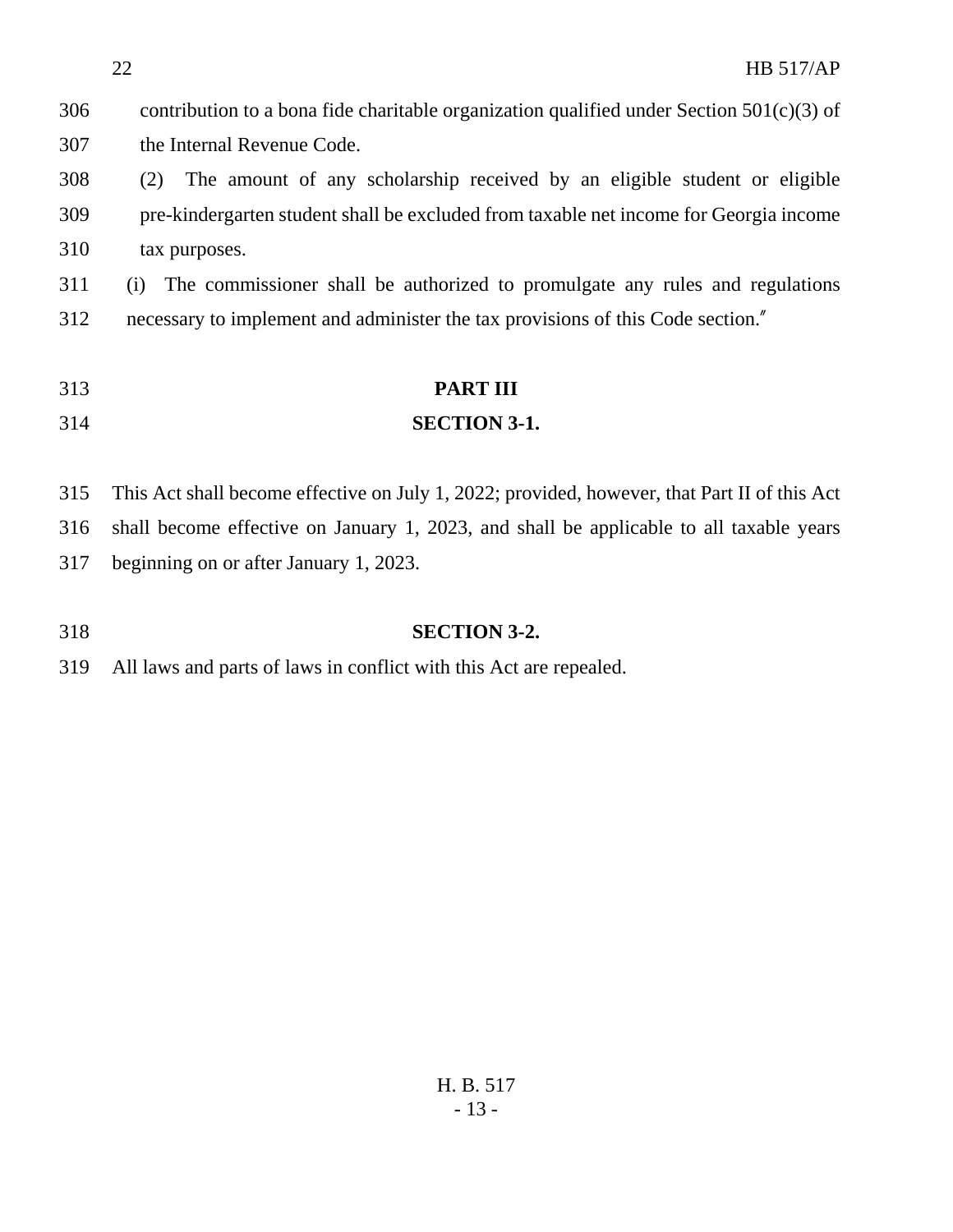contribution to a bona fide charitable organization qualified under Section 501(c)(3) of the Internal Revenue Code.

(2) The amount of any scholarship received by an eligible student or eligible pre-kindergarten student shall be excluded from taxable net income for Georgia income tax purposes.

(i) The commissioner shall be authorized to promulgate any rules and regulations necessary to implement and administer the tax provisions of this Code section."

**PART III**

**SECTION 3-1.**

This Act shall become effective on July 1, 2022; provided, however, that Part II of this Act shall become effective on January 1, 2023, and shall be applicable to all taxable years beginning on or after January 1, 2023.

**SECTION 3-2.**

All laws and parts of laws in conflict with this Act are repealed.